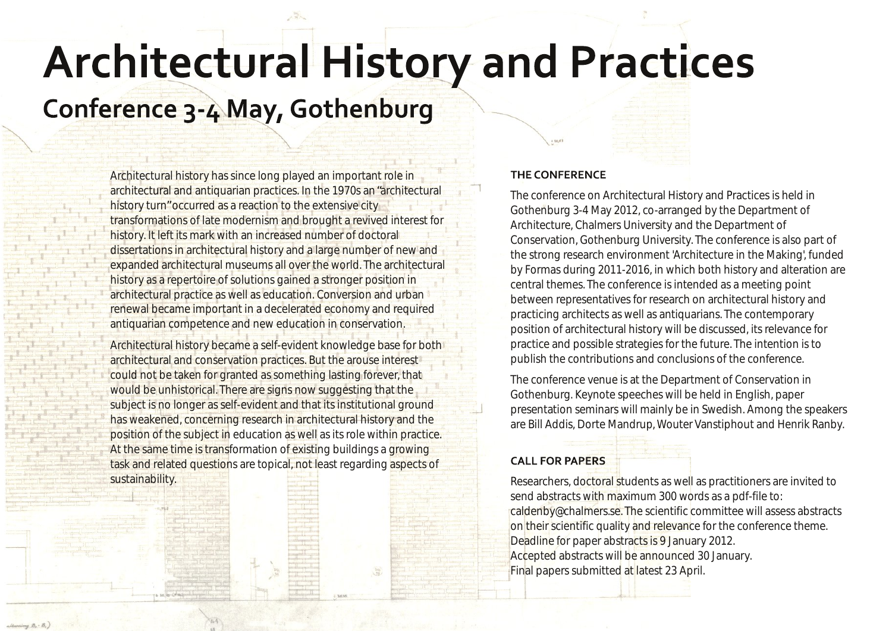# Architectural History and Practices

## Conference 3-4 May, Gothenburg

Architectural history has since long played an important role in architectural and antiquarian practices. In the 1970s an "architectural history turn" occurred as a reaction to the extensive city transformations of late modernism and brought a revived interest for history. It left its mark with an increased number of doctoral dissertations in architectural history and a large number of new and expanded architectural museums all over the world. The architectural history as a repertoire of solutions gained a stronger position in architectural practice as well as education. Conversion and urban renewal became important in a decelerated economy and required antiquarian competence and new education in conservation.

Architectural history became a self-evident knowledge base for both architectural and conservation practices. But the arouse interest could not be taken for granted as something lasting forever, that would be unhistorical. There are signs now suggesting that the subject is no longer as self-evident and that its institutional ground has weakened, concerning research in architectural history and the position of the subject in education as well as its role within practice. At the same time is transformation of existing buildings a growing task and related questions are topical, not least regarding aspects of sustainability.

### THE CONFERENCE

The conference on Architectural History and Practices is held in Gothenburg 3-4 May 2012, co-arranged by the Department of Architecture, Chalmers University and the Department of Conservation, Gothenburg University. The conference is also part of the strong research environment 'Architecture in the Making', funded by Formas during 2011-2016, in which both history and alteration are central themes. The conference is intended as a meeting point between representatives for research on architectural history and practicing architects as well as antiquarians. The contemporary position of architectural history will be discussed, its relevance for practice and possible strategies for the future. The intention is to publish the contributions and conclusions of the conference.

The conference venue is at the Department of Conservation in Gothenburg. Keynote speeches will be held in English, paper presentation seminars will mainly be in Swedish. Among the speakers are Bill Addis, Dorte Mandrup, Wouter Vanstiphout and Henrik Ranby.

### CALL FOR PAPERS

Researchers, doctoral students as well as practitioners are invited to send abstracts with maximum 300 words as a pdf-file to: caldenby@chalmers.se. The scientific committee will assess abstracts on their scientific quality and relevance for the conference theme.
Deadline for paper abstracts is 9 January 2012.
Accepted abstracts will be announced 30 January.
Final papers submitted at latest 23 April.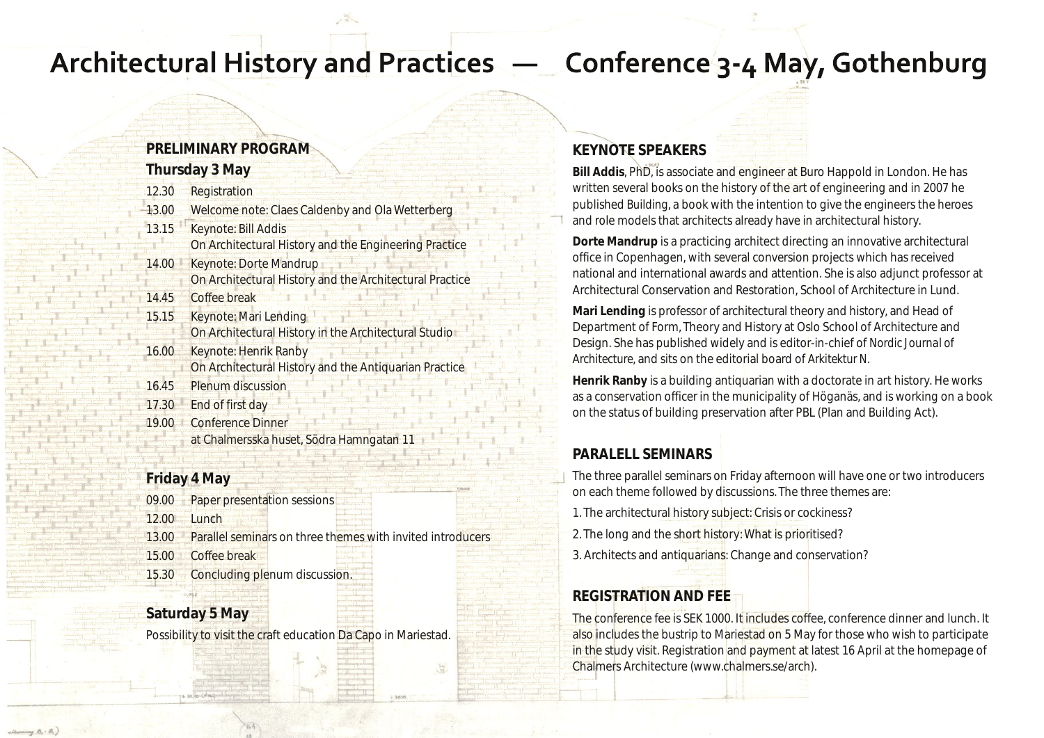# Architectural History and Practices — Conference 3-4 May, Gothenburg

## PRELIMINARY PROGRAM

### Thursday 3 May

| | |
|---|---|
| 12.30 | Registration |
| 13.00 | Welcome note: Claes Caldenby and Ola Wetterberg |
| 13.15 | Keynote: Bill Addis<br>On Architectural History and the Engineering Practice |
| 14.00 | Keynote: Dorte Mandrup<br>On Architectural History and the Architectural Practice |
| 14.45 | Coffee break |
| 15.15 | Keynote: Mari Lending<br>On Architectural History in the Architectural Studio |
| 16.00 | Keynote: Henrik Ranby<br>On Architectural History and the Antiquarian Practice |
| 16.45 | Plenum discussion |
| 17.30 | End of first day |
| 19.00 | Conference Dinner<br>at Chalmersska huset, Södra Hamngatan 11 |

### Friday 4 May

| | |
|---|---|
| 09.00 | Paper presentation sessions |
| 12.00 | Lunch |
| 13.00 | Parallel seminars on three themes with invited introducers |
| 15.00 | Coffee break |
| 15.30 | Concluding plenum discussion. |

### Saturday 5 May

Possibility to visit the craft education Da Capo in Mariestad.

## KEYNOTE SPEAKERS

**Bill Addis**, PhD, is associate and engineer at Buro Happold in London. He has written several books on the history of the art of engineering and in 2007 he published Building, a book with the intention to give the engineers the heroes and role models that architects already have in architectural history.

**Dorte Mandrup** is a practicing architect directing an innovative architectural office in Copenhagen, with several conversion projects which has received national and international awards and attention. She is also adjunct professor at Architectural Conservation and Restoration, School of Architecture in Lund.

**Mari Lending** is professor of architectural theory and history, and Head of Department of Form, Theory and History at Oslo School of Architecture and Design. She has published widely and is editor-in-chief of *Nordic Journal of Architecture*, and sits on the editorial board of *Arkitektur N*.

**Henrik Ranby** is a building antiquarian with a doctorate in art history. He works as a conservation officer in the municipality of Höganäs, and is working on a book on the status of building preservation after PBL (Plan and Building Act).

## PARALELL SEMINARS

The three parallel seminars on Friday afternoon will have one or two introducers on each theme followed by discussions. The three themes are:

1. The architectural history subject: Crisis or cockiness?
2. The long and the short history: What is prioritised?
3. Architects and antiquarians: Change and conservation?

## REGISTRATION AND FEE

The conference fee is SEK 1000. It includes coffee, conference dinner and lunch. It also includes the bustrip to Mariestad on 5 May for those who wish to participate in the study visit. Registration and payment at latest 16 April at the homepage of Chalmers Architecture (www.chalmers.se/arch).